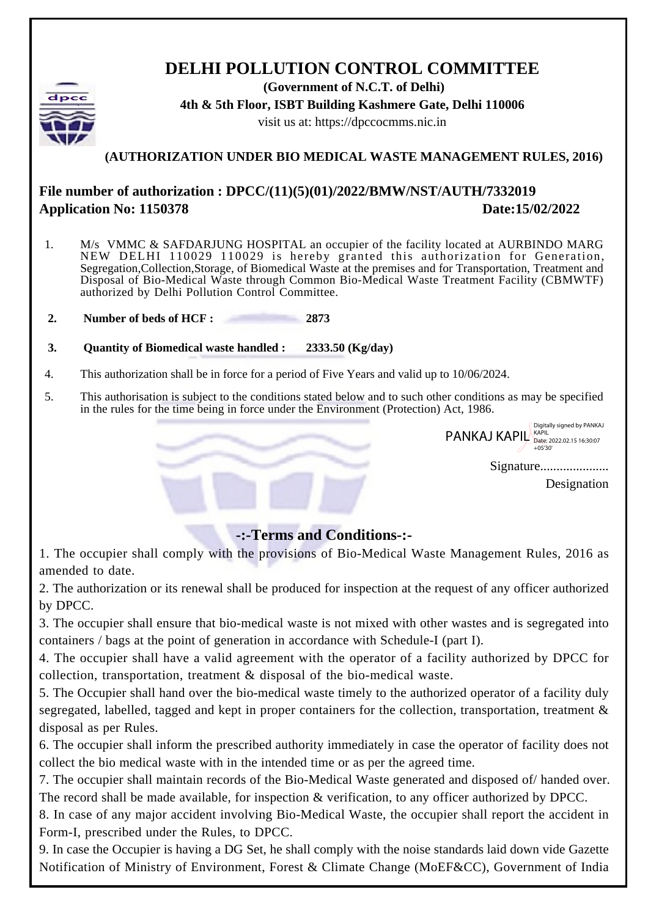# DELHI POLLUTION CONTROL COMMITTEE

**(Government of N.C.T. of Delhi)**

**4th & 5th Floor, ISBT Building Kashmere Gate, Delhi 110006**

visit us at: https://dpccocmms.nic.in

**(AUTHORIZATION UNDER BIO MEDICAL WASTE MANAGEMENT RULES, 2016)**

## File number of authorization : DPCC/(11)(5)(01)/2022/BMW/NST/AUTH/7332019

## Application No: 1150378 Date:15/02/2022

1. M/s VMMC & SAFDARJUNG HOSPITAL an occupier of the facility located at AURBINDO MARG NEW DELHI 110029 110029 is hereby granted this authorization for Generation, Segregation,Collection,Storage, of Biomedical Waste at the premises and for Transportation, Treatment and Disposal of Bio-Medical Waste through Common Bio-Medical Waste Treatment Facility (CBMWTF) authorized by Delhi Pollution Control Committee.

2. **Number of beds of HCF : 2873**

3. **Quantity of Biomedical waste handled : 2333.50 (Kg/day)**

4. This authorization shall be in force for a period of Five Years and valid up to 10/06/2024.

5. This authorisation is subject to the conditions stated below and to such other conditions as may be specified in the rules for the time being in force under the Environment (Protection) Act, 1986.

PANKAJ KAPIL Digitally signed by PANKAJ KAPIL Date: 2022.02.15 16:30:07 +05'30'

Signature....................

Designation

## -:-Terms and Conditions-:-

1. The occupier shall comply with the provisions of Bio-Medical Waste Management Rules, 2016 as amended to date.
2. The authorization or its renewal shall be produced for inspection at the request of any officer authorized by DPCC.
3. The occupier shall ensure that bio-medical waste is not mixed with other wastes and is segregated into containers / bags at the point of generation in accordance with Schedule-I (part I).
4. The occupier shall have a valid agreement with the operator of a facility authorized by DPCC for collection, transportation, treatment & disposal of the bio-medical waste.
5. The Occupier shall hand over the bio-medical waste timely to the authorized operator of a facility duly segregated, labelled, tagged and kept in proper containers for the collection, transportation, treatment & disposal as per Rules.
6. The occupier shall inform the prescribed authority immediately in case the operator of facility does not collect the bio medical waste with in the intended time or as per the agreed time.
7. The occupier shall maintain records of the Bio-Medical Waste generated and disposed of/ handed over. The record shall be made available, for inspection & verification, to any officer authorized by DPCC.
8. In case of any major accident involving Bio-Medical Waste, the occupier shall report the accident in Form-I, prescribed under the Rules, to DPCC.
9. In case the Occupier is having a DG Set, he shall comply with the noise standards laid down vide Gazette Notification of Ministry of Environment, Forest & Climate Change (MoEF&CC), Government of India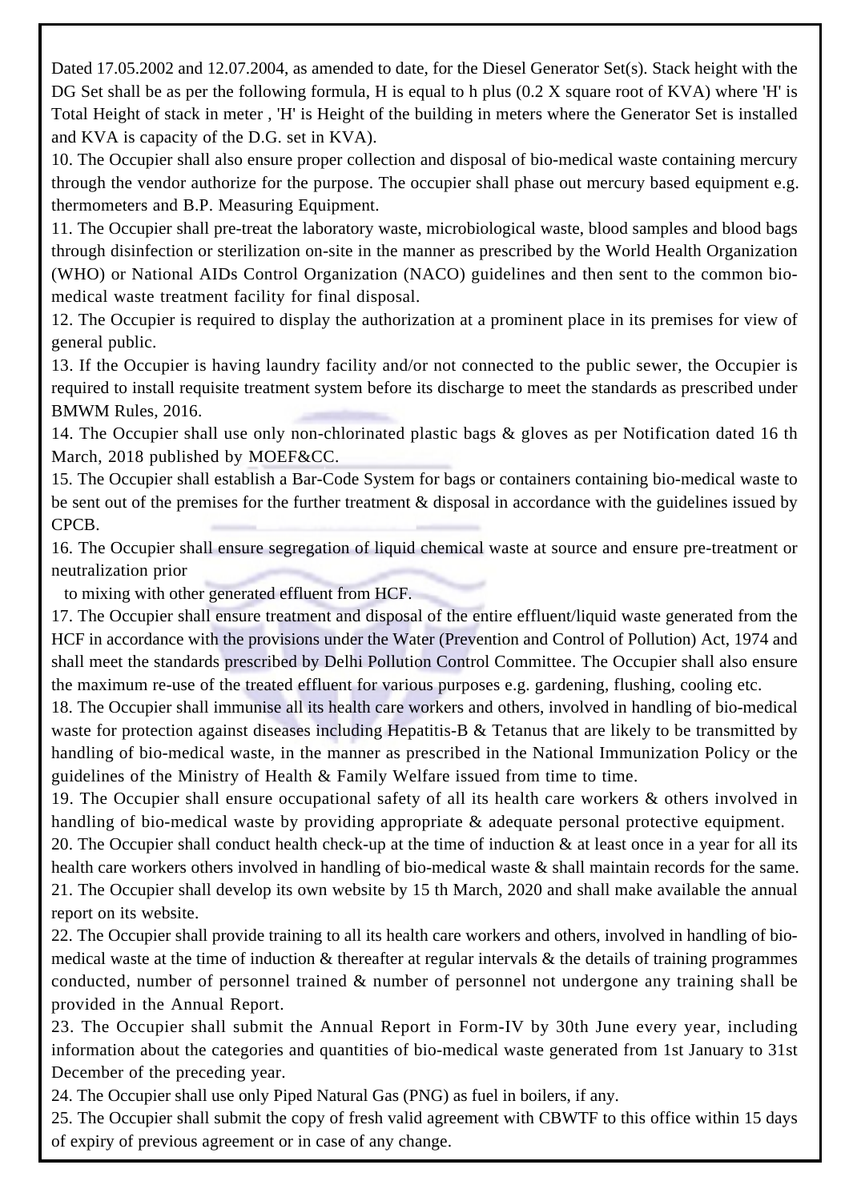Dated 17.05.2002 and 12.07.2004, as amended to date, for the Diesel Generator Set(s). Stack height with the DG Set shall be as per the following formula, H is equal to h plus (0.2 X square root of KVA) where 'H' is Total Height of stack in meter , 'H' is Height of the building in meters where the Generator Set is installed and KVA is capacity of the D.G. set in KVA).

10. The Occupier shall also ensure proper collection and disposal of bio-medical waste containing mercury through the vendor authorize for the purpose. The occupier shall phase out mercury based equipment e.g. thermometers and B.P. Measuring Equipment.

11. The Occupier shall pre-treat the laboratory waste, microbiological waste, blood samples and blood bags through disinfection or sterilization on-site in the manner as prescribed by the World Health Organization (WHO) or National AIDs Control Organization (NACO) guidelines and then sent to the common bio-medical waste treatment facility for final disposal.

12. The Occupier is required to display the authorization at a prominent place in its premises for view of general public.

13. If the Occupier is having laundry facility and/or not connected to the public sewer, the Occupier is required to install requisite treatment system before its discharge to meet the standards as prescribed under BMWM Rules, 2016.

14. The Occupier shall use only non-chlorinated plastic bags & gloves as per Notification dated 16 th March, 2018 published by MOEF&CC.

15. The Occupier shall establish a Bar-Code System for bags or containers containing bio-medical waste to be sent out of the premises for the further treatment & disposal in accordance with the guidelines issued by CPCB.

16. The Occupier shall ensure segregation of liquid chemical waste at source and ensure pre-treatment or neutralization prior to mixing with other generated effluent from HCF.

17. The Occupier shall ensure treatment and disposal of the entire effluent/liquid waste generated from the HCF in accordance with the provisions under the Water (Prevention and Control of Pollution) Act, 1974 and shall meet the standards prescribed by Delhi Pollution Control Committee. The Occupier shall also ensure the maximum re-use of the treated effluent for various purposes e.g. gardening, flushing, cooling etc.

18. The Occupier shall immunise all its health care workers and others, involved in handling of bio-medical waste for protection against diseases including Hepatitis-B & Tetanus that are likely to be transmitted by handling of bio-medical waste, in the manner as prescribed in the National Immunization Policy or the guidelines of the Ministry of Health & Family Welfare issued from time to time.

19. The Occupier shall ensure occupational safety of all its health care workers & others involved in handling of bio-medical waste by providing appropriate & adequate personal protective equipment.

20. The Occupier shall conduct health check-up at the time of induction & at least once in a year for all its health care workers others involved in handling of bio-medical waste & shall maintain records for the same.

21. The Occupier shall develop its own website by 15 th March, 2020 and shall make available the annual report on its website.

22. The Occupier shall provide training to all its health care workers and others, involved in handling of bio-medical waste at the time of induction & thereafter at regular intervals & the details of training programmes conducted, number of personnel trained & number of personnel not undergone any training shall be provided in the Annual Report.

23. The Occupier shall submit the Annual Report in Form-IV by 30th June every year, including information about the categories and quantities of bio-medical waste generated from 1st January to 31st December of the preceding year.

24. The Occupier shall use only Piped Natural Gas (PNG) as fuel in boilers, if any.

25. The Occupier shall submit the copy of fresh valid agreement with CBWTF to this office within 15 days of expiry of previous agreement or in case of any change.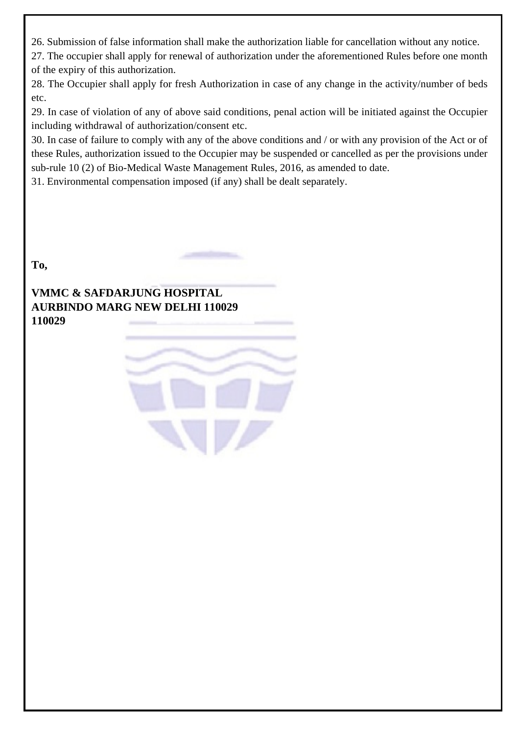26. Submission of false information shall make the authorization liable for cancellation without any notice.
27. The occupier shall apply for renewal of authorization under the aforementioned Rules before one month of the expiry of this authorization.
28. The Occupier shall apply for fresh Authorization in case of any change in the activity/number of beds etc.
29. In case of violation of any of above said conditions, penal action will be initiated against the Occupier including withdrawal of authorization/consent etc.
30. In case of failure to comply with any of the above conditions and / or with any provision of the Act or of these Rules, authorization issued to the Occupier may be suspended or cancelled as per the provisions under sub-rule 10 (2) of Bio-Medical Waste Management Rules, 2016, as amended to date.
31. Environmental compensation imposed (if any) shall be dealt separately.

**To,**

**VMMC & SAFDARJUNG HOSPITAL**
**AURBINDO MARG NEW DELHI 110029**
**110029**